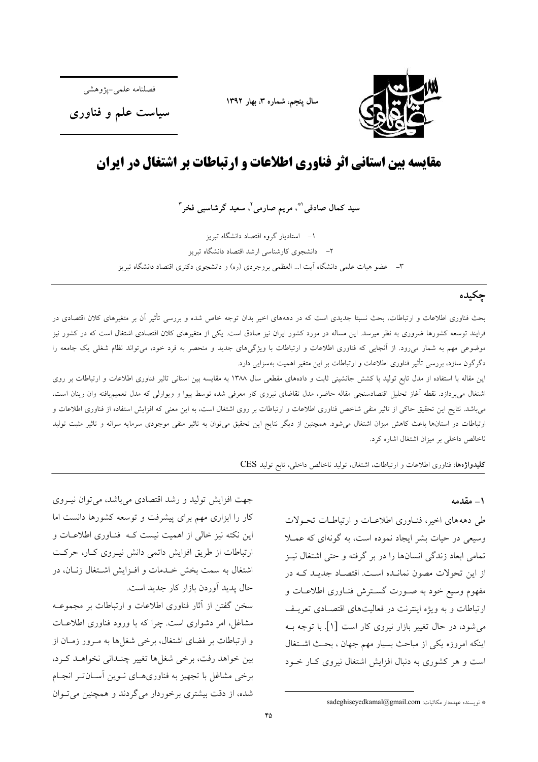فصلنامه علمی-پژوهشی

**سیاست علم و فناوری**

سال پنجم، شماره ۳، بهار ۱۳۹۲

# مقایسه بین استانی اثر فناوری اطلاعات و ارتباطات بر اشتغال در ایران

**سید کمال صادقی[1]*، مریم صارمی[2]، سعید گرشاسبی فخر[3]**

۱- استادیار گروه اقتصاد دانشگاه تبریز

۲- دانشجوی کارشناسی ارشد اقتصاد دانشگاه تبریز

۳- عضو هیات علمی دانشگاه آیت ا... العظمی بروجردی (ره) و دانشجوی دکتری اقتصاد دانشگاه تبریز

## چکیده

بحث فناوری اطلاعات و ارتباطات، بحث نسبتا جدیدی است که در دهه‌های اخیر بدان توجه خاص شده و بررسی تأثیر آن بر متغیرهای کلان اقتصادی در فرایند توسعه کشورها ضروری به نظر میرسد. این مساله در مورد کشور ایران نیز صادق است. یکی از متغیرهای کلان اقتصادی اشتغال است که در کشور نیز موضوعی مهم به شمار می‌رود. از آنجایی که فناوری اطلاعات و ارتباطات با ویژگی‌های جدید و منحصر به فرد خود، می‌تواند نظام شغلی یک جامعه را دگرگون سازد، بررسی تأثیر فناوری اطلاعات و ارتباطات بر این متغیر اهمیت به‌سزایی دارد.

این مقاله با استفاده از مدل تابع تولید با کشش جانشینی ثابت و داده‌های مقطعی سال ۱۳۸۸ به مقایسه بین استانی تاثیر فناوری اطلاعات و ارتباطات بر روی اشتغال می‌پردازد. نقطه آغاز تحلیل اقتصادسنجی مقاله حاضر، مدل تقاضای نیروی کار معرفی شده توسط پیوا و ویوارلی که مدل تعمیم‌یافته وان رینان است، می‌باشد. نتایج این تحقیق حاکی از تاثیر منفی شاخص فناوری اطلاعات و ارتباطات بر روی اشتغال است، به این معنی که افزایش استفاده از فناوری اطلاعات و ارتباطات در استان‌ها باعث کاهش میزان اشتغال می‌شود. همچنین از دیگر نتایج این تحقیق می‌توان به تاثیر منفی موجودی سرمایه سرانه و تاثیر مثبت تولید ناخالص داخلی بر میزان اشتغال اشاره کرد.

**کلیدواژه‌ها**: فناوری اطلاعات و ارتباطات، اشتغال، تولید ناخالص داخلی، تابع تولید CES

## ۱- مقدمه

طی دهه‌های اخیر، فناوری اطلاعات و ارتباطات تحولات وسیعی در حیات بشر ایجاد نموده است، به گونه‌ای که عملا تمامی ابعاد زندگی انسان‌ها را در بر گرفته و حتی اشتغال نیز از این تحولات مصون نمانده است. اقتصاد جدید که در مفهوم وسیع خود به صورت گسترش فناوری اطلاعات و ارتباطات و به ویژه اینترنت در فعالیت‌های اقتصادی تعریف می‌شود، در حال تغییر بازار نیروی کار است [1]. با توجه به اینکه امروزه یکی از مباحث بسیار مهم جهان ، بحث اشتغال است و هر کشوری به دنبال افزایش اشتغال نیروی کار خود جهت افزایش تولید و رشد اقتصادی می‌باشد، می‌توان نیروی کار را ابزاری مهم برای پیشرفت و توسعه کشورها دانست اما این نکته نیز خالی از اهمیت نیست که فناوری اطلاعات و ارتباطات از طریق افزایش دائمی دانش نیروی کار، حرکت اشتغال به سمت بخش خدمات و افزایش اشتغال زنان، در حال پدید آوردن بازار کار جدید است.

سخن گفتن از آثار فناوری اطلاعات و ارتباطات بر مجموعه مشاغل، امر دشواری است. چرا که با ورود فناوری اطلاعات و ارتباطات بر فضای اشتغال، برخی شغل‌ها به مرور زمان از بین خواهد رفت، برخی شغل‌ها تغییر چندانی نخواهد کرد، برخی مشاغل با تجهیز به فناوری‌های نوین آسان‌تر انجام شده، از دقت بیشتری برخوردار می‌گردند و همچنین می‌توان

---

* نویسنده عهده‌دار مکاتبات: sadeghiseyedkamal@gmail.com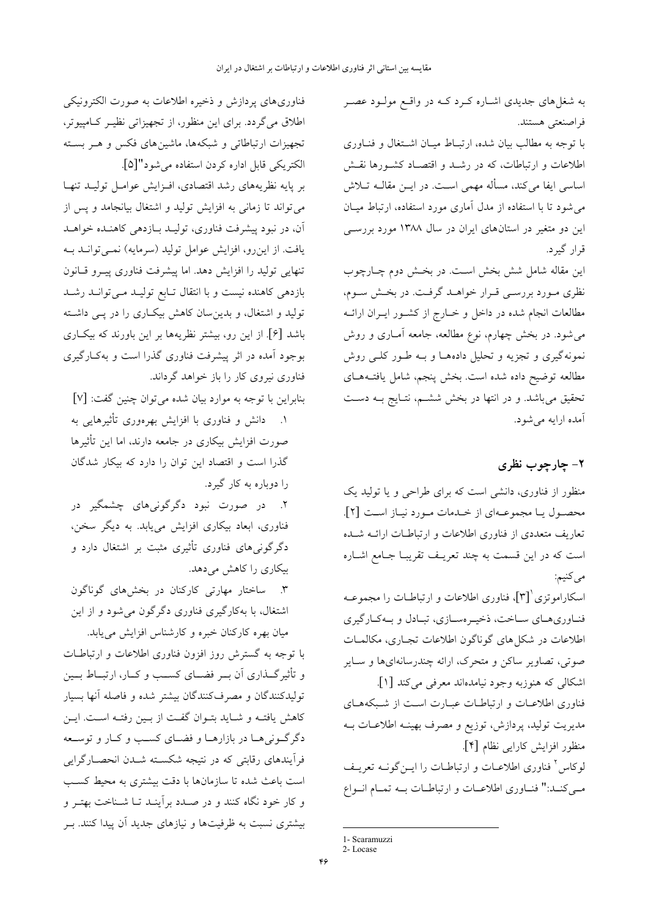به شغل‌های جدیدی اشاره کرد که در واقع مولود عصر فراصنعتی هستند.

با توجه به مطالب بیان شده، ارتباط میان اشتغال و فناوری اطلاعات و ارتباطات، که در رشد و اقتصاد کشورها نقش اساسی ایفا می‌کند، مسأله مهمی است. در این مقاله تلاش می‌شود تا با استفاده از مدل آماری مورد استفاده، ارتباط میان این دو متغیر در استان‌های ایران در سال ۱۳۸۸ مورد بررسی قرار گیرد.

این مقاله شامل شش بخش است. در بخش دوم چارچوب نظری مورد بررسی قرار خواهد گرفت. در بخش سوم، مطالعات انجام شده در داخل و خارج از کشور ایران ارائه می‌شود. در بخش چهارم، نوع مطالعه، جامعه آماری و روش نمونه‌گیری و تجزیه و تحلیل داده‌ها و به طور کلی روش مطالعه توضیح داده شده است. بخش پنجم، شامل یافته‌های تحقیق می‌باشد. و در انتها در بخش ششم، نتایج به دست آمده ارایه می‌شود.

## ۲- چارچوب نظری

منظور از فناوری، دانشی است که برای طراحی و یا تولید یک محصول یا مجموعه‌ای از خدمات مورد نیاز است [۲]. تعاریف متعددی از فناوری اطلاعات و ارتباطات ارائه شده است که در این قسمت به چند تعریف تقریبا جامع اشاره می‌کنیم:

اسکاراموتزی[1] [۳]، فناوری اطلاعات و ارتباطات را مجموعه فناوری‌های ساخت، ذخیره‌سازی، تبادل و به‌کارگیری اطلاعات در شکل‌های گوناگون اطلاعات تجاری، مکالمات صوتی، تصاویر ساکن و متحرک، ارائه چندرسانه‌ای‌ها و سایر اشکالی که هنوزبه وجود نیامده‌اند معرفی می‌کند [۱].

فناوری اطلاعات و ارتباطات عبارت است از شبکه‌های مدیریت تولید، پردازش، توزیع و مصرف بهینه اطلاعات به منظور افزایش کارایی نظام [۴].

لوکاس[2] فناوری اطلاعات و ارتباطات را این‌گونه تعریف می‌کند:" فناوری اطلاعات و ارتباطات به تمام انواع فناوری‌های پردازش و ذخیره اطلاعات به صورت الکترونیکی اطلاق می‌گردد. برای این منظور، از تجهیزاتی نظیر کامپیوتر، تجهیزات ارتباطاتی و شبکه‌ها، ماشین‌های فکس و هر بسته الکتریکی قابل اداره کردن استفاده می‌شود"[۵].

بر پایه نظریه‌های رشد اقتصادی، افزایش عوامل تولید تنها می‌تواند تا زمانی به افزایش تولید و اشتغال بیانجامد و پس از آن، در نبود پیشرفت فناوری، تولید بازدهی کاهنده خواهد یافت. از این‌رو، افزایش عوامل تولید (سرمایه) نمی‌تواند به تنهایی تولید را افزایش دهد. اما پیشرفت فناوری پیرو قانون بازدهی کاهنده نیست و با انتقال تابع تولید می‌تواند رشد تولید و اشتغال، و بدین‌سان کاهش بیکاری را در پی داشته باشد [۶]. از این رو، بیشتر نظریه‌ها بر این باورند که بیکاری بوجود آمده در اثر پیشرفت فناوری گذرا است و به‌کارگیری فناوری نیروی کار را باز خواهد گرداند.

بنابراین با توجه به موارد بیان شده می‌توان چنین گفت: [۷]

۱. دانش و فناوری با افزایش بهره‌وری تأثیرهایی به صورت افزایش بیکاری در جامعه دارند، اما این تأثیرها گذرا است و اقتصاد این توان را دارد که بیکار شدگان را دوباره به کار گیرد.

۲. در صورت نبود دگرگونی‌های چشمگیر در فناوری، ابعاد بیکاری افزایش می‌یابد. به دیگر سخن، دگرگونی‌های فناوری تأثیری مثبت بر اشتغال دارد و بیکاری را کاهش می‌دهد.

۳. ساختار مهارتی کارکنان در بخش‌های گوناگون اشتغال، با به‌کارگیری فناوری دگرگون می‌شود و از این میان بهره کارکنان خبره و کارشناس افزایش می‌یابد.

با توجه به گسترش روز افزون فناوری اطلاعات و ارتباطات و تأثیرگذاری آن بر فضای کسب و کار، ارتباط بین تولیدکنندگان و مصرف‌کنندگان بیشتر شده و فاصله آنها بسیار کاهش یافته و شاید بتوان گفت از بین رفته است. این دگرگونی‌ها در بازارها و فضای کسب و کار و توسعه فرآیندهای رقابتی که در نتیجه شکسته شدن انحصارگرایی است باعث شده تا سازمان‌ها با دقت بیشتری به محیط کسب و کار خود نگاه کنند و در صدد برآیند تا شناخت بهتر و بیشتری نسبت به ظرفیت‌ها و نیازهای جدید آن پیدا کنند. بر

---

1- Scaramuzzi
2- Locase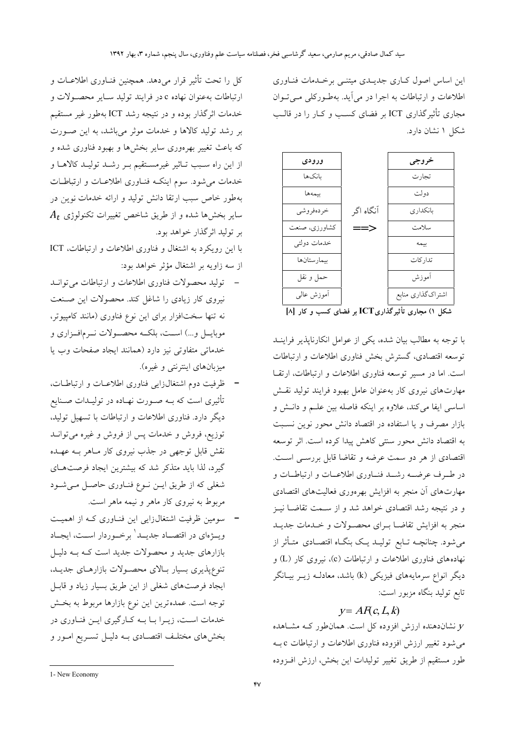این اساس اصول کاری جدیدی مبتنی برخدمات فناوری اطلاعات و ارتباطات به اجرا در می‌آید. به‌طورکلی می‌توان مجاری تأثیرگذاری ICT بر فضای کسب و کار را در قالب شکل ۱ نشان دارد.

| ورودی | | خروجی |
|---|---|---|
| بانک‌ها | | تجارت |
| بیمه‌ها | | دولت |
| خرده‌فروشی | آنگاه اگر | بانکداری |
| کشاورزی، صنعت | ==> | سلامت |
| خدمات دولتی | | بیمه |
| بیمارستان‌ها | | تدارکات |
| حمل و نقل | | آموزش |
| آموزش عالی | | اشتراک‌گذاری منابع |

**شکل ۱) مجاری تأثیرگذاری ICT بر فضای کسب و کار [8]**

با توجه به مطالب بیان شده، یکی از عوامل انکارناپذیر فرایند توسعه اقتصادی، گسترش بخش فناوری اطلاعات و ارتباطات است. اما در مسیر توسعه فناوری اطلاعات و ارتباطات، ارتقا مهارت‌های نیروی کار به‌عنوان عامل بهبود فرایند تولید نقش اساسی ایفا می‌کند، علاوه بر اینکه فاصله بین علم و دانش و بازار مصرف و یا استفاده در اقتصاد دانش محور نوین نسبت به اقتصاد دانش محور سنتی کاهش پیدا کرده است. اثر توسعه اقتصادی از هر دو سمت عرضه و تقاضا قابل بررسی است. در طرف عرضه رشد فناوری اطلاعات و ارتباطات و مهارت‌های آن منجر به افزایش بهره‌وری فعالیت‌های اقتصادی و در نتیجه رشد اقتصادی خواهد شد و از سمت تقاضا نیز منجر به افزایش تقاضا برای محصولات و خدمات جدید می‌شود. چنانچه تابع تولید یک بنگاه اقتصادی متأثر از نهاده‌های فناوری اطلاعات و ارتباطات (c)، نیروی کار (L) و دیگر انواع سرمایه‌های فیزیکی (k) باشد، معادله زیر بیانگر تابع تولید بنگاه مزبور است:

$$y = AF(c, L, k)$$

$y$ نشان‌دهنده ارزش افزوده کل است. همان‌طور که مشاهده می‌شود تغییر ارزش افزوده فناوری اطلاعات و ارتباطات c به طور مستقیم از طریق تغییر تولیدات این بخش، ارزش افزوده کل را تحت تأثیر قرار می‌دهد. همچنین فناوری اطلاعات و ارتباطات به‌عنوان نهاده c در فرایند تولید سایر محصولات و خدمات اثرگذار بوده و در نتیجه رشد ICT به‌طور غیر مستقیم بر رشد تولید کالاها و خدمات موثر می‌باشد، به این صورت که باعث تغییر بهره‌وری سایر بخش‌ها و بهبود فناوری شده و از این راه سبب تاثیر غیرمستقیم بر رشد تولید کالاها و خدمات می‌شود. سوم اینکه فناوری اطلاعات و ارتباطات به‌طور خاص سبب ارتقا دانش تولید و ارائه خدمات نوین در سایر بخش‌ها شده و از طریق شاخص تغییرات تکنولوژی $A_t$ بر تولید اثرگذار خواهد بود.

با این رویکرد به اشتغال و فناوری اطلاعات و ارتباطات، ICT از سه زاویه بر اشتغال مؤثر خواهد بود:

- تولید محصولات فناوری اطلاعات و ارتباطات می‌تواند نیروی کار زیادی را شاغل کند. محصولات این صنعت نه تنها سخت‌افزار برای این نوع فناوری (مانند کامپیوتر، موبایل و...) است، بلکه محصولات نرم‌افزاری و خدماتی متفاوتی نیز دارد (همانند ایجاد صفحات وب یا میزبان‌های اینترنتی و غیره).
- ظرفیت دوم اشتغال‌زایی فناوری اطلاعات و ارتباطات، تأثیری است که به صورت نهاده در تولیدات صنایع دیگر دارد. فناوری اطلاعات و ارتباطات با تسهیل تولید، توزیع، فروش و خدمات پس از فروش و غیره می‌تواند نقش قابل توجهی در جذب نیروی کار ماهر به عهده گیرد، لذا باید متذکر شد که بیشترین ایجاد فرصت‌های شغلی که از طریق این نوع فناوری حاصل می‌شود مربوط به نیروی کار ماهر و نیمه ماهر است.
- سومین ظرفیت اشتغال‌زایی این فناوری که از اهمیت ویژه‌ای در اقتصاد جدید[1] برخوردار است، ایجاد بازارهای جدید و محصولات جدید است که به دلیل تنوع‌پذیری بسیار بالای محصولات بازارهای جدید، ایجاد فرصت‌های شغلی از این طریق بسیار زیاد و قابل توجه است. عمده‌ترین این نوع بازارها مربوط به بخش خدمات است، زیرا با به کارگیری این فناوری در بخش‌های مختلف اقتصادی به دلیل تسریع امور و

1- New Economy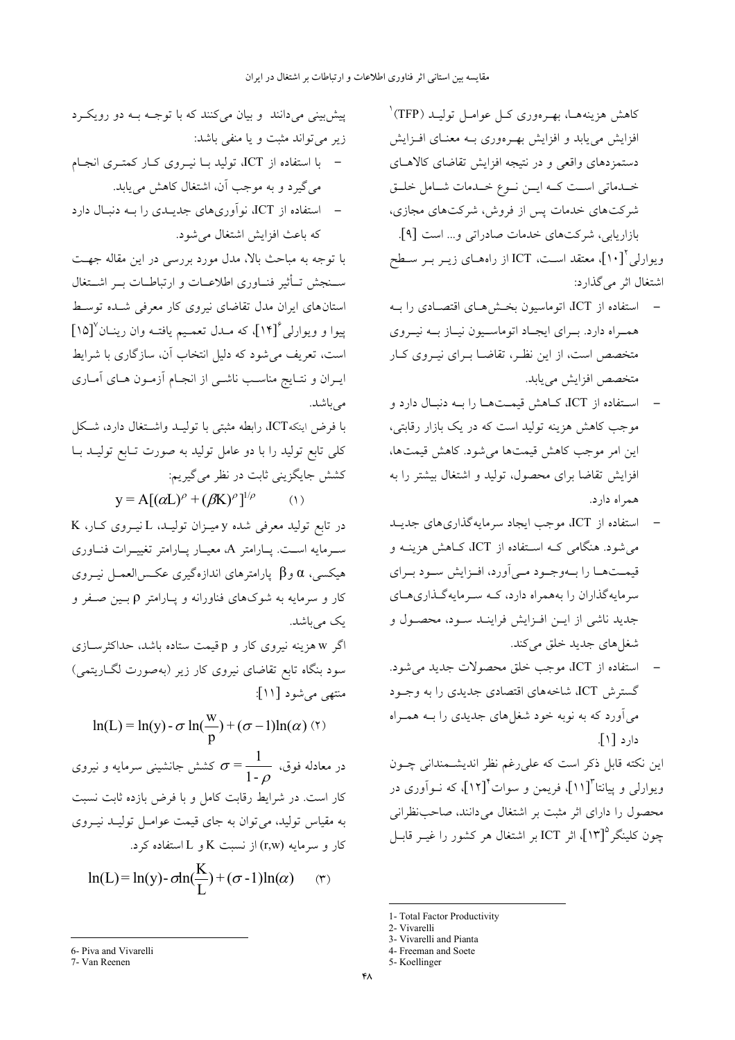کاهش هزینه‌ها، بهره‌وری کل عوامل تولید (TFP)[1] افزایش می‌یابد و افزایش بهره‌وری به معنای افزایش دستمزدهای واقعی و در نتیجه افزایش تقاضای کالاهای خدماتی است که این نوع خدمات شامل خلق شرکت‌های خدمات پس از فروش، شرکت‌های مجازی، بازاریابی، شرکت‌های خدمات صادراتی و... است [۹].

ویوارلی[2] [۱۰]، معتقد است، ICT از راه‌های زیر بر سطح اشتغال اثر می‌گذارد:

- استفاده از ICT، اتوماسیون بخش‌های اقتصادی را به همراه دارد. برای ایجاد اتوماسیون نیاز به نیروی متخصص است، از این نظر، تقاضا برای نیروی کار متخصص افزایش می‌یابد.
- استفاده از ICT، کاهش قیمت‌ها را به دنبال دارد و موجب کاهش هزینه تولید است که در یک بازار رقابتی، این امر موجب کاهش قیمت‌ها می‌شود. کاهش قیمت‌ها، افزایش تقاضا برای محصول، تولید و اشتغال بیشتر را به همراه دارد.
- استفاده از ICT، موجب ایجاد سرمایه‌گذاری‌های جدید می‌شود. هنگامی که استفاده از ICT، کاهش هزینه و قیمت‌ها را به‌وجود می‌آورد، افزایش سود برای سرمایه‌گذاران را به‌همراه دارد، که سرمایه‌گذاری‌های جدید ناشی از این افزایش فرایند سود، محصول و شغل‌های جدید خلق می‌کند.
- استفاده از ICT، موجب خلق محصولات جدید می‌شود. گسترش ICT، شاخه‌های اقتصادی جدیدی را به وجود می‌آورد که به نوبه خود شغل‌های جدیدی را به همراه دارد [۱].

این نکته قابل ذکر است که علی‌رغم نظر اندیشمندانی چون ویوارلی و پیانتا[3] [۱۱]، فریمن و سوات[4] [۱۲]، که نوآوری در محصول را دارای اثر مثبت بر اشتغال می‌دانند، صاحب‌نظرانی چون کلینگر[5] [۱۳]، اثر ICT بر اشتغال هر کشور را غیر قابل پیش‌بینی می‌دانند و بیان می‌کنند که با توجه به دو رویکرد زیر می‌تواند مثبت و یا منفی باشد:

- با استفاده از ICT، تولید با نیروی کار کمتری انجام می‌گیرد و به موجب آن، اشتغال کاهش می‌یابد.
- استفاده از ICT، نوآوری‌های جدیدی را به دنبال دارد که باعث افزایش اشتغال می‌شود.

با توجه به مباحث بالا، مدل مورد بررسی در این مقاله جهت سنجش تأثیر فناوری اطلاعات و ارتباطات بر اشتغال استان‌های ایران مدل تقاضای نیروی کار معرفی شده توسط پیوا و ویوارلی[6] [۱۴]، که مدل تعمیم یافته وان رینان[7] [۱۵] است، تعریف می‌شود که دلیل انتخاب آن، سازگاری با شرایط ایران و نتایج مناسب ناشی از انجام آزمون های آماری می‌باشد.

با فرض اینکه ICT، رابطه مثبتی با تولید واشتغال دارد، شکل کلی تابع تولید را با دو عامل تولید به صورت تابع تولید با کشش جایگزینی ثابت در نظر می‌گیریم:

$$y = A[(\alpha L)^{\rho} + (\beta K)^{\rho}]^{1/\rho} \qquad (۱)$$

در تابع تولید معرفی شده y میزان تولید، L نیروی کار، K سرمایه است. پارامتر A، معیار پارامتر تغییرات فناوری هیکسی، $\alpha$ و $\beta$ پارامترهای اندازه‌گیری عکس‌العمل نیروی کار و سرمایه به شوک‌های فناورانه و پارامتر $\rho$ بین صفر و یک می‌باشد.

اگر w هزینه نیروی کار و p قیمت ستاده باشد، حداکثرسازی سود بنگاه تابع تقاضای نیروی کار زیر (به‌صورت لگاریتمی) منتهی می‌شود [۱۱]:

$$\ln(L) = \ln(y) - \sigma \ln(\frac{w}{p}) + (\sigma - 1)\ln(\alpha) \qquad (۲)$$

در معادله فوق، $\sigma = \frac{1}{1-\rho}$ کشش جانشینی سرمایه و نیروی کار است. در شرایط رقابت کامل و با فرض بازده ثابت نسبت به مقیاس تولید، می‌توان به جای قیمت عوامل تولید نیروی کار و سرمایه (r,w) از نسبت K و L استفاده کرد.

$$\ln(L) = \ln(y) - \sigma \ln(\frac{K}{L}) + (\sigma - 1)\ln(\alpha) \qquad (۳)$$

---

1- Total Factor Productivity
2- Vivarelli
3- Vivarelli and Pianta
4- Freeman and Soete
5- Koellinger
6- Piva and Vivarelli
7- Van Reenen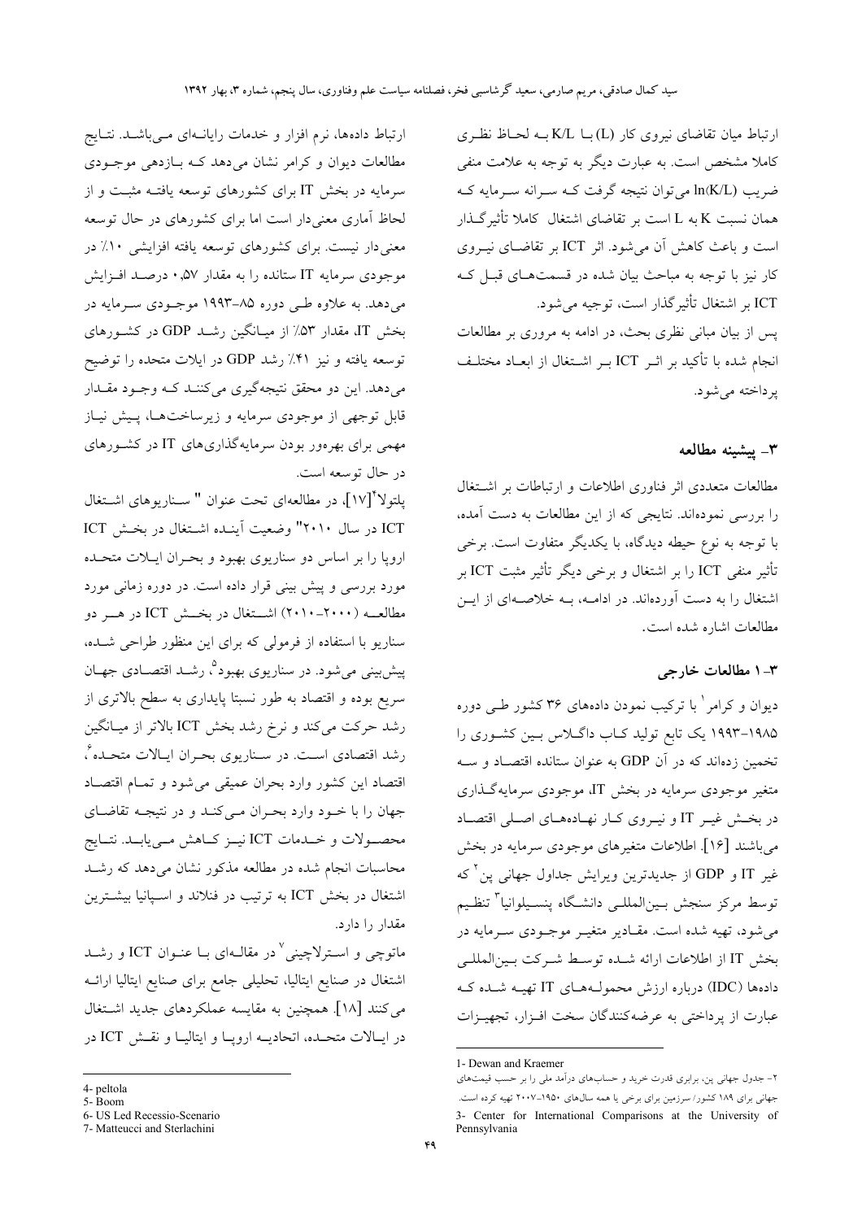ارتباط میان تقاضای نیروی کار (L) با K/L به لحاظ نظری کاملا مشخص است. به عبارت دیگر به توجه به علامت منفی ضریب ln(K/L) می‌توان نتیجه گرفت که سرانه سرمایه که همان نسبت K به L است بر تقاضای اشتغال کاملا تأثیرگذار است و باعث کاهش آن می‌شود. اثر ICT بر تقاضای نیروی کار نیز با توجه به مباحث بیان شده در قسمت‌های قبل که ICT بر اشتغال تأثیرگذار است، توجیه می‌شود.

پس از بیان مبانی نظری بحث، در ادامه به مروری بر مطالعات انجام شده با تأکید بر اثر ICT بر اشتغال از ابعاد مختلف پرداخته می‌شود.

## ۳- پیشینه مطالعه

مطالعات متعددی اثر فناوری اطلاعات و ارتباطات بر اشتغال را بررسی نموده‌اند. نتایجی که از این مطالعات به دست آمده، با توجه به نوع حیطه دیدگاه، با یکدیگر متفاوت است. برخی تأثیر منفی ICT را بر اشتغال و برخی دیگر تأثیر مثبت ICT بر اشتغال را به دست آورده‌اند. در ادامه، به خلاصه‌ای از این مطالعات اشاره شده است.

### ۳-۱ مطالعات خارجی

دیوان و کرامر[1] با ترکیب نمودن داده‌های ۳۶ کشور طی دوره ۱۹۸۵-۱۹۹۳ یک تابع تولید کاب داگلاس بین کشوری را تخمین زده‌اند که در آن GDP به عنوان ستانده اقتصاد و سه متغیر موجودی سرمایه در بخش IT، موجودی سرمایه‌گذاری در بخش غیر IT و نیروی کار نهاده‌های اصلی اقتصاد می‌باشند [۱۶]. اطلاعات متغیرهای موجودی سرمایه در بخش غیر IT و GDP از جدیدترین ویرایش جداول جهانی پن[2] که توسط مرکز سنجش بین‌المللی دانشگاه پنسیلوانیا[3] تنظیم می‌شود، تهیه شده است. مقادیر متغیر موجودی سرمایه در بخش IT از اطلاعات ارائه شده توسط شرکت بین‌المللی داده‌ها (IDC) درباره ارزش محموله‌های IT تهیه شده که عبارت از پرداختی به عرضه‌کنندگان سخت افزار، تجهیزات ارتباط داده‌ها، نرم افزار و خدمات رایانه‌ای می‌باشد. نتایج مطالعات دیوان و کرامر نشان می‌دهد که بازدهی موجودی سرمایه در بخش IT برای کشورهای توسعه یافته مثبت و از لحاظ آماری معنی‌دار است اما برای کشورهای در حال توسعه معنی‌دار نیست. برای کشورهای توسعه یافته افزایشی ۱۰٪ در موجودی سرمایه IT ستانده را به مقدار ۰٫۵۷ درصد افزایش می‌دهد. به علاوه طی دوره ۸۵-۱۹۹۳ موجودی سرمایه در بخش IT، مقدار ۵۳٪ از میانگین رشد GDP در کشورهای توسعه یافته و نیز ۴۱٪ رشد GDP در ایلات متحده را توضیح می‌دهد. این دو محقق نتیجه‌گیری می‌کنند که وجود مقدار قابل توجهی از موجودی سرمایه و زیرساخت‌ها، پیش نیاز مهمی برای بهره‌ور بودن سرمایه‌گذاری‌های IT در کشورهای در حال توسعه است.

پلتولا[4][۱۷]، در مطالعه‌ای تحت عنوان "سناریوهای اشتغال ICT در سال ۲۰۱۰" وضعیت آینده اشتغال در بخش ICT اروپا را بر اساس دو سناریوی بهبود و بحران ایلات متحده مورد بررسی و پیش بینی قرار داده است. در دوره زمانی مورد مطالعه (۲۰۰۰-۲۰۱۰) اشتغال در بخش ICT در هر دو سناریو با استفاده از فرمولی که برای این منظور طراحی شده، پیش‌بینی می‌شود. در سناریوی بهبود[5]، رشد اقتصادی جهان سریع بوده و اقتصاد به طور نسبتا پایداری به سطح بالاتری از رشد حرکت می‌کند و نرخ رشد بخش ICT بالاتر از میانگین رشد اقتصادی است. در سناریوی بحران ایالات متحده[6]، اقتصاد این کشور وارد بحران عمیقی می‌شود و تمام اقتصاد جهان را با خود وارد بحران می‌کند و در نتیجه تقاضای محصولات و خدمات ICT نیز کاهش می‌یابد. نتایج محاسبات انجام شده در مطالعه مذکور نشان می‌دهد که رشد اشتغال در بخش ICT به ترتیب در فنلاند و اسپانیا بیشترین مقدار را دارد.

ماتوچی و استرلاچینی[7] در مقاله‌ای با عنوان ICT و رشد اشتغال در صنایع ایتالیا، تحلیلی جامع برای صنایع ایتالیا ارائه می‌کنند [۱۸]. همچنین به مقایسه عملکردهای جدید اشتغال در ایالات متحده، اتحادیه اروپا و ایتالیا و نقش ICT در

---

1- Dewan and Kraemer

۲- جدول جهانی پن، برابری قدرت خرید و حساب‌های درآمد ملی را بر حسب قیمت‌های جهانی برای ۱۸۹ کشور/ سرزمین برای برخی یا همه سال‌های ۱۹۵۰-۲۰۰۷ تهیه کرده است.

3- Center for International Comparisons at the University of Pennsylvania

4- peltola

5- Boom

6- US Led Recessio-Scenario

7- Matteucci and Sterlachini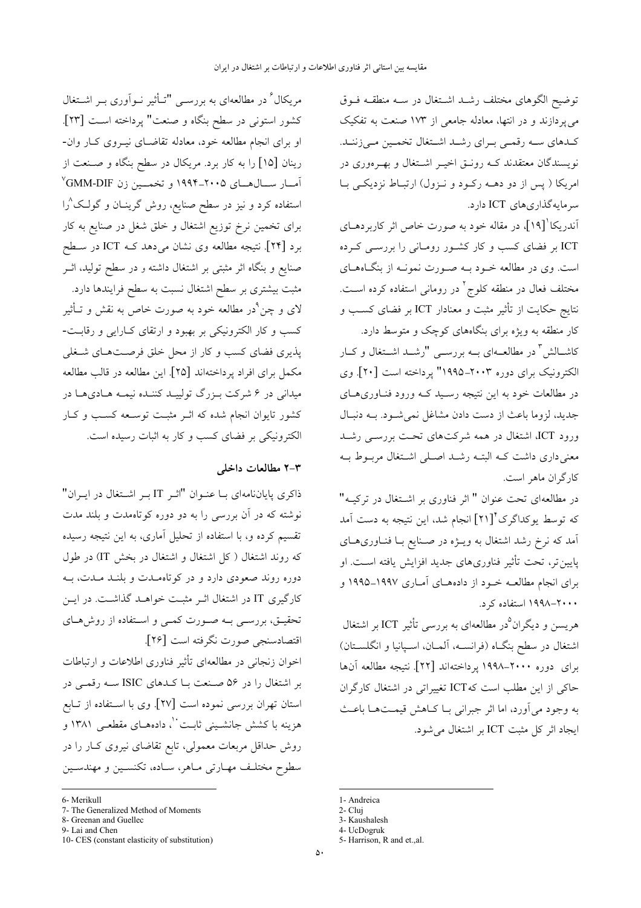توضیح الگوهای مختلف رشد اشتغال در سه منطقه فوق می‌پردازند و در انتها، معادله جامعی از ۱۷۳ صنعت به تفکیک کدهای سه رقمی برای رشد اشتغال تخمین می‌زنند. نویسندگان معتقدند که رونق اخیر اشتغال و بهره‌وری در امریکا ( پس از دو دهه رکود و نزول) ارتباط نزدیکی با سرمایه‌گذاری‌های ICT دارد.

آندریکا[1] [۱۹]، در مقاله خود به صورت خاص اثر کاربردهای ICT بر فضای کسب و کار کشور رومانی را بررسی کرده است. وی در مطالعه خود به صورت نمونه از بنگاه‌های مختلف فعال در منطقه کلوج[2] در رومانی استفاده کرده است. نتایج حکایت از تأثیر مثبت و معنادار ICT بر فضای کسب و کار منطقه به ویژه برای بنگاه‌های کوچک و متوسط دارد.

کاشالش[3] در مطالعه‌ای به بررسی "رشد اشتغال و کار الکترونیک برای دوره ۲۰۰۳-۱۹۹۵" پرداخته است [۲۰]. وی در مطالعات خود به این نتیجه رسید که ورود فناوری‌های جدید، لزوما باعث از دست دادن مشاغل نمی‌شود. به دنبال ورود ICT، اشتغال در همه شرکت‌های تحت بررسی رشد معنی‌داری داشت که البته رشد اصلی اشتغال مربوط به کارگران ماهر است.

در مطالعه‌ای تحت عنوان " اثر فناوری بر اشتغال در ترکیه" که توسط یوکداگرک[4][۲۱] انجام شد، این نتیجه به دست آمد که نرخ رشد اشتغال به ویژه در صنایع با فناوری‌های پایین‌تر، تحت تأثیر فناوری‌های جدید افزایش یافته است. او برای انجام مطالعه خود از داده‌های آماری ۱۹۹۷-۱۹۹۵ و ۲۰۰۰-۱۹۹۸ استفاده کرد.

هریسن و دیگران[5]در مطالعه‌ای به بررسی تأثیر ICT بر اشتغال اشتغال در سطح بنگاه (فرانسه، آلمان، اسپانیا و انگلستان) برای دوره ۲۰۰۰-۱۹۹۸ پرداخته‌اند [۲۲]. نتیجه مطالعه آن‌ها حاکی از این مطلب است کهICT تغییراتی در اشتغال کارگران به وجود می‌آورد، اما اثر جبرانی با کاهش قیمت‌ها باعث ایجاد اثر کل مثبت ICT بر اشتغال می‌شود.

مریکال[6] در مطالعه‌ای به بررسی "تأثیر نوآوری بر اشتغال کشور استونی در سطح بنگاه و صنعت" پرداخته است [۲۳]. او برای انجام مطالعه خود، معادله تقاضای نیروی کار وان-رینان [۱۵] را به کار برد. مریکال در سطح بنگاه و صنعت از آمار سال‌های ۲۰۰۵-۱۹۹۴ و تخمین زن GMM-DIF[7] استفاده کرد و نیز در سطح صنایع، روش گرینان و گولک[8]را برای تخمین نرخ توزیع اشتغال و خلق شغل در صنایع به کار برد [۲۴]. نتیجه مطالعه وی نشان می‌دهد که ICT در سطح صنایع و بنگاه اثر مثبتی بر اشتغال داشته و در سطح تولید، اثر مثبت بیشتری بر سطح اشتغال نسبت به سطح فرایندها دارد.

لای و چن[9]در مطالعه خود به صورت خاص به نقش و تأثیر کسب و کار الکترونیکی بر بهبود و ارتقای کارایی و رقابت-پذیری فضای کسب و کار از محل خلق فرصت‌های شغلی مکمل برای افراد پرداخته‌اند [۲۵]. این مطالعه در قالب مطالعه میدانی در ۶ شرکت بزرگ تولیدکننده نیمه هادی‌ها در کشور تایوان انجام شده که اثر مثبت توسعه کسب و کار الکترونیکی بر فضای کسب و کار به اثبات رسیده است.

### ۲-۳ مطالعات داخلی

ذاکری پایان‌نامه‌ای با عنوان "اثر IT بر اشتغال در ایران" نوشته که در آن بررسی را به دو دوره کوتاه‌مدت و بلند مدت تقسیم کرده و، با استفاده از تحلیل آماری، به این نتیجه رسیده که روند اشتغال ( کل اشتغال و اشتغال در بخش IT) در طول دوره روند صعودی دارد و در کوتاه‌مدت و بلند مدت، به کارگیری IT در اشتغال اثر مثبت خواهد گذاشت. در این تحقیق، بررسی به صورت کمی و استفاده از روش‌های اقتصادسنجی صورت نگرفته است [۲۶].

اخوان زنجانی در مطالعه‌ای تأثیر فناوری اطلاعات و ارتباطات بر اشتغال را در ۵۶ صنعت با کدهای ISIC سه رقمی در استان تهران بررسی نموده است [۲۷]. وی با استفاده از تابع هزینه با کشش جانشینی ثابت[10]، داده‌های مقطعی ۱۳۸۱ و روش حداقل مربعات معمولی، تابع تقاضای نیروی کار را در سطوح مختلف مهارتی ماهر، ساده، تکنسین و مهندسین

---

1- Andreica
2- Cluj
3- Kaushalesh
4- UcDogruk
5- Harrison, R and et.,al.
6- Merikull
7- The Generalized Method of Moments
8- Greenan and Guellec
9- Lai and Chen
10- CES (constant elasticity of substitution)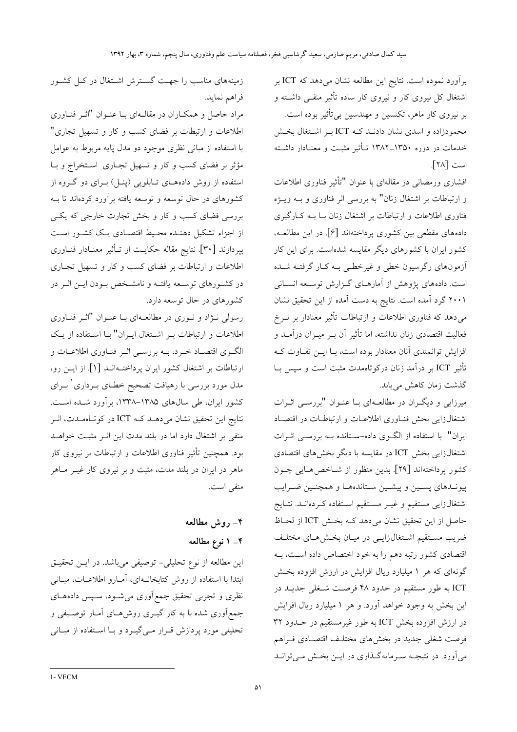برآورد نموده است. نتایج این مطالعه نشان می‌دهد که ICT بر اشتغال کل نیروی کار و نیروی کار ساده تأثیر منفی داشته و بر نیروی کار ماهر، تکنسین و مهندسین بی‌تأثیر بوده است.

محمودزاده و اسدی نشان دادند که ICT بر اشتغال بخش خدمات در دوره ۱۳۵۰–۱۳۸۲ تأثیر مثبت و معنادار داشته است [۲۸].

افشاری ورمضانی در مقاله‌ای با عنوان "تأثیر فناوری اطلاعات و ارتباطات بر اشتغال زنان" به بررسی اثر فناوری و به ویژه فناوری اطلاعات و ارتباطات بر اشتغال زنان با به کارگیری داده‌های مقطعی بین کشوری پرداخته‌اند [۶]. در این مطالعه، کشور ایران با کشورهای دیگر مقایسه شده‌است. برای این کار آزمون‌های رگرسیون خطی و غیرخطی به کار گرفته شده است. داده‌های پژوهش از آمارهای گزارش توسعه انسانی ۲۰۰۱ گرد آمده است. نتایج به دست آمده از این تحقیق نشان می‌دهد که فناوری اطلاعات و ارتباطات تأثیر معنادار بر نرخ فعالیت اقتصادی زنان نداشته، اما تأثیر آن بر میزان درآمد و افزایش توانمندی آنان معنادار بوده است، با این تفاوت که تأثیر ICT بر درآمد زنان درکوتاه‌مدت مثبت است و سپس با گذشت زمان کاهش می‌یابد.

میرزایی و دیگران در مطالعه‌ای با عنوان "بررسی اثرات اشتغال‌زایی بخش فناوری اطلاعات و ارتباطات در اقتصاد ایران" با استفاده از الگوی داده–ستانده به بررسی اثرات اشتغال‌زایی بخش ICT در مقایسه با دیگر بخش‌های اقتصادی کشور پرداخته‌اند [۲۹]. بدین منظور از شاخص‌هایی چون پیوندهای پسین و پیشین ستانده‌ها و همچنین ضرایب اشتغال‌زایی مستقیم و غیر مستقیم استفاده کرده‌اند. نتایج حاصل از این تحقیق نشان می‌دهد که بخش ICT از لحاظ ضریب مستقیم اشتغال‌زایی در میان بخش‌های مختلف اقتصادی کشور رتبه دهم را به خود اختصاص داده است، به گونه‌ای که هر ۱ میلیارد ریال افزایش در ارزش افزوده بخش ICT به طور مستقیم در حدود ۴۸ فرصت شغلی جدید در این بخش به وجود خواهد آورد. و هر ۱ میلیارد ریال افزایش در ارزش افزوده بخش ICT به طور غیرمستقیم در حدود ۳۲ فرصت شغلی جدید در بخش‌های مختلف اقتصادی فراهم می‌آورد. در نتیجه سرمایه‌گذاری در این بخش می‌تواند زمینه‌های مناسب را جهت گسترش اشتغال در کل کشور فراهم نماید.

مراد حاصل و همکاران در مقاله‌ای با عنوان "اثر فناوری اطلاعات و ارتبطات بر فضای کسب و کار و تسهیل تجاری" با استفاده از مبانی نظری موجود دو مدل پایه مربوط به عوامل مؤثر بر فضای کسب و کار و تسهیل تجاری استخراج و با استفاده از روش داده‌های تابلویی (پنل) برای دو گروه از کشورهای در حال توسعه و توسعه یافته برآورد کرده‌اند تا به بررسی فضای کسب و کار و بخش تجارت خارجی که یکی از اجزاء تشکیل دهنده محیط اقتصادی یک کشور است بپردازند [۳۰]. نتایج مقاله حکایت از تأثیر معنادار فناوری اطلاعات و ارتباطات بر فضای کسب و کار و تسهیل تجاری در کشورهای توسعه یافته و نامشخص بودن این اثر در کشورهای در حال توسعه دارد.

رسولی نژاد و نوری در مطالعه‌ای با عنوان "اثر فناوری اطلاعات و ارتباطات بر اشتغال ایران" با استفاده از یک الگوی اقتصاد خرد، به بررسی اثر فناوری اطلاعات و ارتباطات بر اشتغال کشور ایران پرداخته‌اند [۱]. از این رو، مدل مورد بررسی با رهیافت تصحیح خطای برداری[1] برای کشور ایران، طی سال‌های ۱۳۸۵–۱۳۳۸، برآورد شده است. نتایج این تحقیق نشان می‌دهد که ICT در کوتاه‌مدت، اثر منفی بر اشتغال دارد اما در بلند مدت این اثر مثبت خواهد بود. همچنین تأثیر فناوری اطلاعات و ارتباطات بر نیروی کار ماهر در ایران در بلند مدت، مثبت و بر نیروی کار غیر ماهر منفی است.

## ۴- روش مطالعه

### ۴- ۱ نوع مطالعه

این مطالعه از نوع تحلیلی- توصیفی می‌باشد. در این تحقیق ابتدا با استفاده از روش کتابخانه‌ای، آمارو اطلاعات، مبانی نظری و تجربی تحقیق جمع‌آوری می‌شود، سپس داده‌های جمع‌آوری شده با به کار گیری روش‌های آمار توصیفی و تحلیلی مورد پردازش قرار می‌گیرد و با استفاده از مبانی

---

1- VECM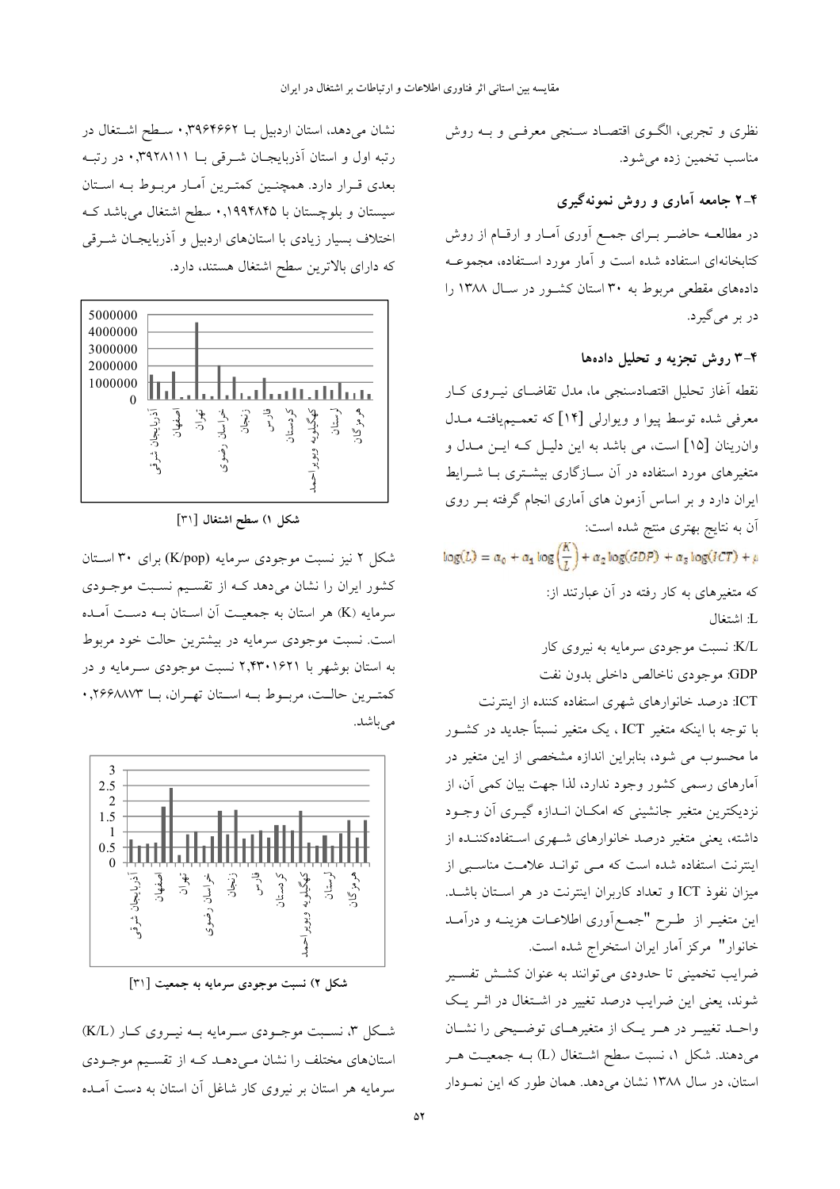نظری و تجربی، الگـوی اقتصاد سـنجی معرفـی و بـه روش مناسب تخمین زده می‌شود.

## ۲-۴ جامعه آماری و روش نمونه‌گیری

در مطالعـه حاضـر بـرای جمـع آوری آمـار و ارقـام از روش کتابخانه‌ای استفاده شده است و آمار مورد اسـتفاده، مجموعـه داده‌های مقطعی مربوط به ۳۰ استان کشـور در سـال ۱۳۸۸ را در بر می‌گیرد.

## ۳-۴ روش تجزیه و تحلیل داده‌ها

نقطه آغاز تحلیل اقتصادسنجی ما، مدل تقاضـای نیـروی کـار معرفی شده توسط پیوا و ویوارلی [۱۴] که تعمـیم‌یافتـه مـدل وان‌رینان [۱۵] است، می باشد به این دلیـل کـه ایـن مـدل و متغیرهای مورد استفاده در آن سـازگاری بیشـتری بـا شـرایط ایران دارد و بر اساس آزمون های آماری انجام گرفته بـر روی آن به نتایج بهتری منتج شده است:

$$\log(L) = \alpha_0 + \alpha_1 \log\left(\frac{K}{L}\right) + \alpha_2 \log(GDP) + \alpha_3 \log(ICT) + \varepsilon$$

که متغیرهای به کار رفته در آن عبارتند از:

L: اشتغال

K/L: نسبت موجودی سرمایه به نیروی کار

GDP: موجودی ناخالص داخلی بدون نفت

ICT: درصد خانوارهای شهری استفاده کننده از اینترنت

با توجه با اینکه متغیر ICT ، یک متغیر نسبتاً جدید در کشـور ما محسوب می شود، بنابراین اندازه مشخصی از این متغیر در آمارهای رسمی کشور وجود ندارد، لذا جهت بیان کمی آن، از نزدیکترین متغیر جانشینی که امکـان انـدازه گیـری آن وجـود داشته، یعنی متغیر درصد خانوارهای شـهری اسـتفاده‌کننـده از اینترنت استفاده شده است که مـی توانـد علامـت مناسـبی از میزان نفوذ ICT و تعداد کاربران اینترنت در هر اسـتان باشـد. این متغیـر از طـرح "جمـع‌آوری اطلاعـات هزینـه و درآمـد خانوار" مرکز آمار ایران استخراج شده است.

ضرایب تخمینی تا حدودی می‌توانند به عنوان کشـش تفسـیر شوند، یعنی این ضرایب درصد تغییر در اشـتغال در اثـر یـک واحـد تغییـر در هـر یـک از متغیرهـای توضـیحی را نشـان می‌دهند. شکل ۱، نسبت سطح اشـتغال (L) بـه جمعیـت هـر استان، در سال ۱۳۸۸ نشان می‌دهد. همان طور که این نمـودار نشان می‌دهد، استان اردبیل بـا ۰،۳۹۶۴۶۶۲ سـطح اشـتغال در رتبه اول و استان آذربایجـان شـرقی بـا ۰،۳۹۲۸۱۱۱ در رتبـه بعدی قـرار دارد. همچنـین کمتـرین آمـار مربـوط بـه اسـتان سیستان و بلوچستان با ۰،۱۹۹۴۸۴۵ سطح اشتغال می‌باشد کـه اختلاف بسیار زیادی با استان‌های اردبیل و آذربایجـان شـرقی که دارای بالاترین سطح اشتغال هستند، دارد.

شکل ۱) سطح اشتغال [۳۱]

شکل ۲ نیز نسبت موجودی سرمایه (K/pop) برای ۳۰ اسـتان کشور ایران را نشان می‌دهد کـه از تقسـیم نسـبت موجـودی سرمایه (K) هر استان به جمعیـت آن اسـتان بـه دسـت آمـده است. نسبت موجودی سرمایه در بیشترین حالت خود مربوط به استان بوشهر با ۲،۴۳۰۱۶۲۱ نسبت موجـودی سـرمایه و در کمتـرین حالـت، مربـوط بـه اسـتان تهـران، بـا ۰،۲۶۶۸۸۷۳ می‌باشد.

شکل ۲) نسبت موجودی سرمایه به جمعیت [۳۱]

شـکل ۳، نسـبت موجـودی سـرمایه بـه نیـروی کـار (K/L) استان‌های مختلف را نشان مـی‌دهـد کـه از تقسـیم موجـودی سرمایه هر استان بر نیروی کار شاغل آن استان به دست آمـده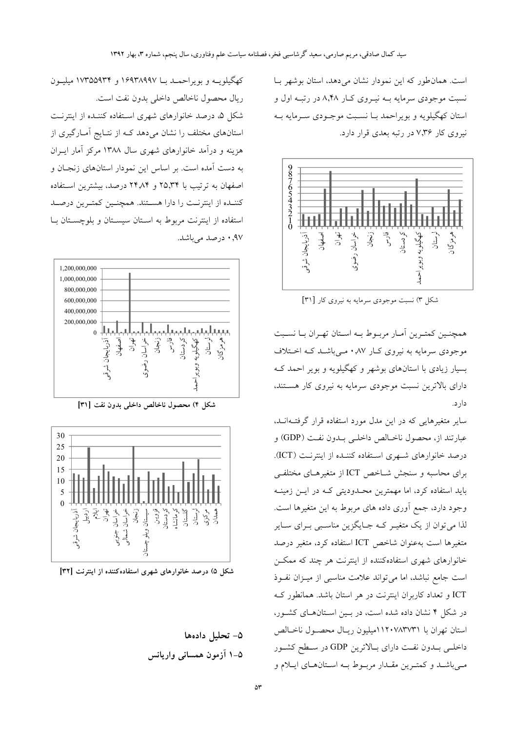است. همان‌طور که این نمودار نشان می‌دهد، استان بوشهر با نسبت موجودی سرمایه به نیروی کار ۸،۴۸ در رتبه اول و استان کهگیلویه و بویراحمد با نسبت موجودی سرمایه به نیروی کار ۷،۳۶ در رتبه بعدی قرار دارد.

شکل ۳) نسبت موجودی سرمایه به نیروی کار [۳۱]

همچنین کمترین آمار مربوط به استان تهران با نسبت موجودی سرمایه به نیروی کار ۰،۸۷ می‌باشد که اختلاف بسیار زیادی با استان‌های بوشهر و کهگیلویه و بویر احمد که دارای بالاترین نسبت موجودی سرمایه به نیروی کار هستند، دارد.

سایر متغیرهایی که در این مدل مورد استفاده قرار گرفته‌اند، عبارتند از، محصول ناخالص داخلی بدون نفت (GDP) و درصد خانوارهای شهری استفاده کننده از اینترنت (ICT). برای محاسبه و سنجش شاخص ICT از متغیرهای مختلفی باید استفاده کرد، اما مهمترین محدودیتی که در این زمینه وجود دارد، جمع آوری داده های مربوط به این متغیرها است. لذا می‌توان از یک متغیر که جایگزین مناسبی برای سایر متغیرها است به‌عنوان شاخص ICT استفاده کرد، متغیر درصد خانوارهای شهری استفاده‌کننده از اینترنت هر چند که ممکن است جامع نباشد، اما می‌تواند علامت مناسبی از میزان نفوذ ICT و تعداد کاربران اینترنت در هر استان باشد. همانطور که در شکل ۴ نشان داده شده است، در بین استان‌های کشور، استان تهران با ۱۱۲۰۷۸۳۷۳۱میلیون ریال محصول ناخالص داخلی بدون نفت دارای بالاترین GDP در سطح کشور می‌باشد و کمترین مقدار مربوط به استان‌های ایلام و کهگیلویه و بویراحمد با ۱۶۹۳۸۹۹۷ و ۱۷۳۵۵۹۳۴ میلیون ریال محصول ناخالص داخلی بدون نفت است.

شکل ۵، درصد خانوارهای شهری استفاده کننده از اینترنت استان‌های مختلف را نشان می‌دهد که از نتایج آمارگیری از هزینه و درآمد خانوارهای شهری سال ۱۳۸۸ مرکز آمار ایران به دست آمده است. بر اساس این نمودار استان‌های زنجان و اصفهان به ترتیب با ۲۵،۳۴ و ۲۴،۸۴ درصد، بیشترین استفاده کننده از اینترنت را دارا هستند. همچنین کمترین درصد استفاده از اینترنت مربوط به استان سیستان و بلوچستان با ۰،۹۷ درصد می‌باشد.

**شکل ۴) محصول ناخالص داخلی بدون نفت [۳۱]**

**شکل ۵) درصد خانوارهای شهری استفاده‌کننده از اینترنت [۳۲]**

## ۵- تحلیل داده‌ها

### ۵-۱ آزمون همسانی واریانس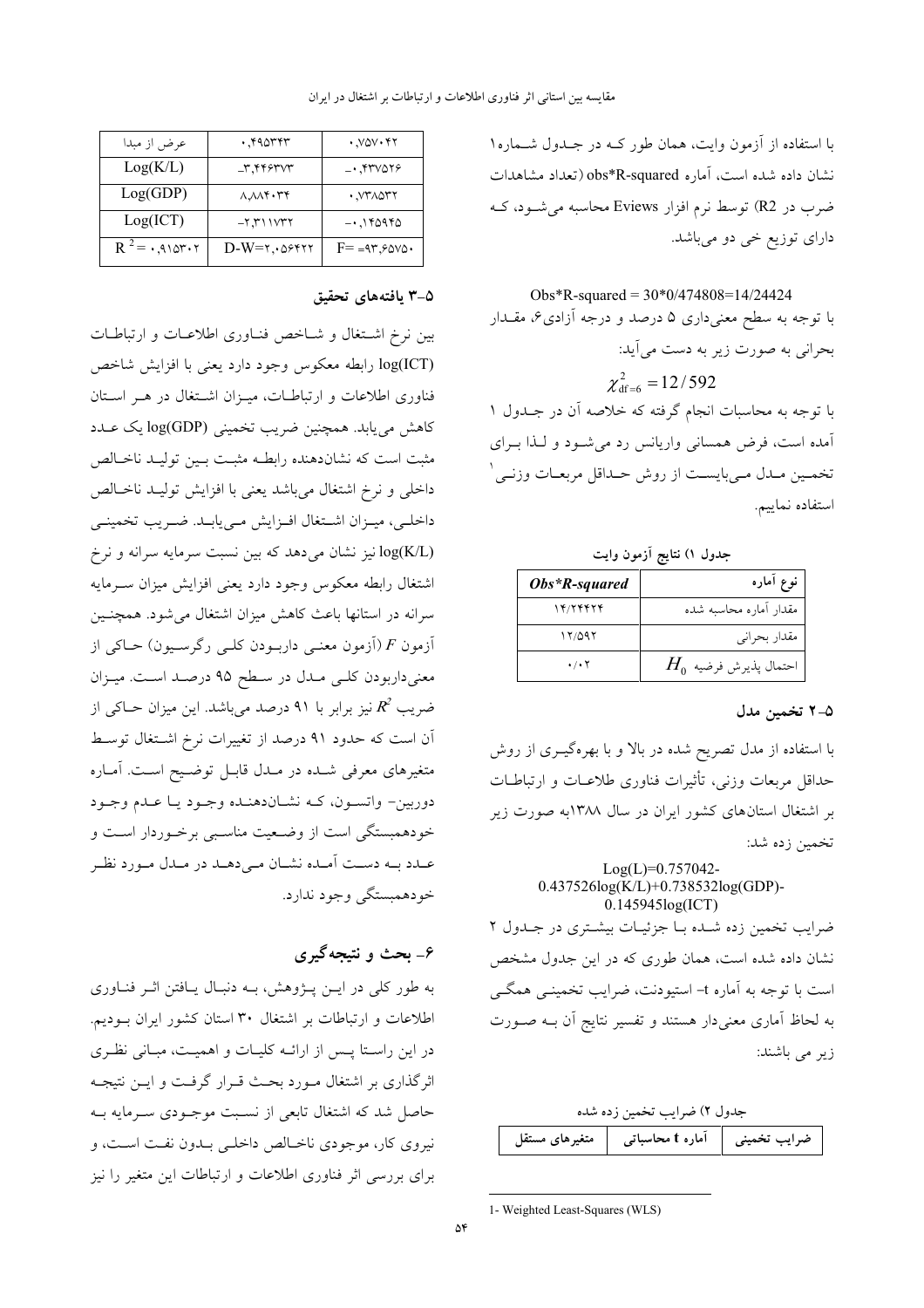با استفاده از آزمون وایت، همان طور که در جدول شماره۱ نشان داده شده است، آماره obs*R-squared (تعداد مشاهدات ضرب در R2) توسط نرم افزار Eviews محاسبه می‌شود، که دارای توزیع خی دو می‌باشد.

Obs*R-squared = 30*0/474808=14/24424

با توجه به سطح معنی‌داری ۵ درصد و درجه آزادی۶، مقدار بحرانی به صورت زیر به دست می‌آید:

$$\chi^2_{df=6} = 12/592$$

با توجه به محاسبات انجام گرفته که خلاصه آن در جدول ۱ آمده است، فرض همسانی واریانس رد می‌شود و لذا برای تخمین مدل می‌بایست از روش حداقل مربعات وزنی[1] استفاده نماییم.

جدول ۱) نتایج آزمون وایت

| نوع آماره | *Obs*R-squared* |
|---|---|
| مقدار آماره محاسبه شده | ۱۴/۲۴۴۲۴ |
| مقدار بحرانی | ۱۲/۵۹۲ |
| احتمال پذیرش فرضیه $H_0$ | ۰/۰۲ |

## ۵-۲ تخمین مدل

با استفاده از مدل تصریح شده در بالا و با بهره‌گیری از روش حداقل مربعات وزنی، تأثیرات فناوری طلاعات و ارتباطات بر اشتغال استان‌های کشور ایران در سال ۱۳۸۸به صورت زیر تخمین زده شد:

Log(L)=0.757042-0.437526log(K/L)+0.738532log(GDP)-0.145945log(ICT)

ضرایب تخمین زده شده با جزئیات بیشتری در جدول ۲ نشان داده شده است، همان طوری که در این جدول مشخص است با توجه به آماره t- استیودنت، ضرایب تخمینی همگی به لحاظ آماری معنی‌دار هستند و تفسیر نتایج آن به صورت زیر می باشند:

جدول ۲) ضرایب تخمین زده شده

| متغیرهای مستقل | آماره t محاسباتی | ضرایب تخمینی |
|---|---|---|
| عرض از مبدا | ۰,۴۹۵۳۴۳ | ۰,۷۵۷۰۴۲ |
| Log(K/L) | -۳,۴۴۶۳۷۳ | -۰,۴۳۷۵۲۶ |
| Log(GDP) | ۸,۸۸۴۰۳۴ | ۰,۷۳۸۵۳۲ |
| Log(ICT) | -۲,۳۱۱۷۳۲ | -۰,۱۴۵۹۴۵ |
| $R^2$ = ۰,۹۱۵۳۰۲ | D-W=۲,۰۵۶۴۲۲ | F= =۹۳,۶۵۷۵۰ |

## ۵-۳ یافته‌های تحقیق

بین نرخ اشتغال و شاخص فناوری اطلاعات و ارتباطات log(ICT) رابطه معکوس وجود دارد یعنی با افزایش شاخص فناوری اطلاعات و ارتباطات، میزان اشتغال در هر استان کاهش می‌یابد. همچنین ضریب تخمینی log(GDP) یک عدد مثبت است که نشان‌دهنده رابطه مثبت بین تولید ناخالص داخلی و نرخ اشتغال می‌باشد یعنی با افزایش تولید ناخالص داخلی، میزان اشتغال افزایش می‌یابد. ضریب تخمینی log(K/L) نیز نشان می‌دهد که بین نسبت سرمایه سرانه و نرخ اشتغال رابطه معکوس وجود دارد یعنی افزایش میزان سرمایه سرانه در استانها باعث کاهش میزان اشتغال می‌شود. همچنین آزمون $F$ (آزمون معنی داربودن کلی رگرسیون) حاکی از معنی‌داربودن کلی مدل در سطح ۹۵ درصد است. میزان ضریب $R^2$ نیز برابر با ۹۱ درصد می‌باشد. این میزان حاکی از آن است که حدود ۹۱ درصد از تغییرات نرخ اشتغال توسط متغیرهای معرفی شده در مدل قابل توضیح است. آماره دوربین- واتسون، که نشان‌دهنده وجود یا عدم وجود خودهمبستگی است از وضعیت مناسبی برخوردار است و عدد به دست آمده نشان می‌دهد در مدل مورد نظر خودهمبستگی وجود ندارد.

## ۶- بحث و نتیجه‌گیری

به طور کلی در این پژوهش، به دنبال یافتن اثر فناوری اطلاعات و ارتباطات بر اشتغال ۳۰ استان کشور ایران بودیم. در این راستا پس از ارائه کلیات و اهمیت، مبانی نظری اثرگذاری بر اشتغال مورد بحث قرار گرفت و این نتیجه حاصل شد که اشتغال تابعی از نسبت موجودی سرمایه به نیروی کار، موجودی ناخالص داخلی بدون نفت است، و برای بررسی اثر فناوری اطلاعات و ارتباطات این متغیر را نیز

---

1- Weighted Least-Squares (WLS)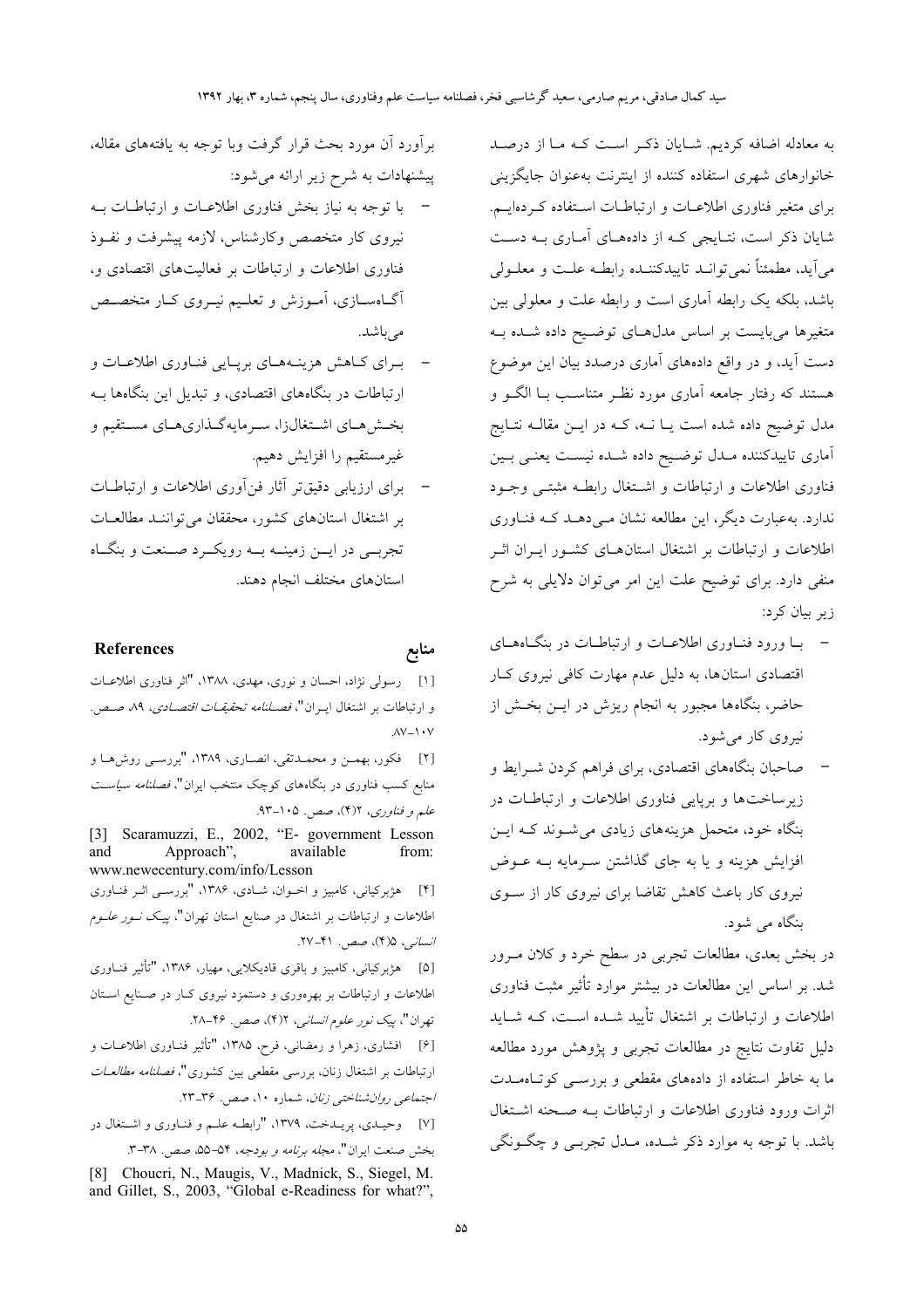به معادله اضافه کردیم. شایان ذکر است که ما از درصد خانوارهای شهری استفاده کننده از اینترنت به‌عنوان جایگزینی برای متغیر فناوری اطلاعات و ارتباطات استفاده کرده‌ایم. شایان ذکر است، نتایجی که از داده‌های آماری به دست می‌آید، مطمئناً نمی‌تواند تاییدکننده رابطه علت و معلولی باشد، بلکه یک رابطه آماری است و رابطه علت و معلولی بین متغیرها می‌بایست بر اساس مدل‌های توضیح داده شده به دست آید، و در واقع داده‌های آماری درصدد بیان این موضوع هستند که رفتار جامعه آماری مورد نظر متناسب با الگو و مدل توضیح داده شده است یا نه، که در این مقاله نتایج آماری تاییدکننده مدل توضیح داده شده نیست یعنی بین فناوری اطلاعات و ارتباطات و اشتغال رابطه مثبتی وجود ندارد. به‌عبارت دیگر، این مطالعه نشان می‌دهد که فناوری اطلاعات و ارتباطات بر اشتغال استان‌های کشور ایران اثر منفی دارد. برای توضیح علت این امر می‌توان دلایلی به شرح زیر بیان کرد:

- با ورود فناوری اطلاعات و ارتباطات در بنگاه‌های اقتصادی استان‌ها، به دلیل عدم مهارت کافی نیروی کار حاضر، بنگاه‌ها مجبور به انجام ریزش در این بخش از نیروی کار می‌شود.
- صاحبان بنگاه‌های اقتصادی، برای فراهم کردن شرایط و زیرساخت‌ها و برپایی فناوری اطلاعات و ارتباطات در بنگاه خود، متحمل هزینه‌های زیادی می‌شوند که این افزایش هزینه و یا به جای گذاشتن سرمایه به عوض نیروی کار باعث کاهش تقاضا برای نیروی کار از سوی بنگاه می شود.

در بخش بعدی، مطالعات تجربی در سطح خرد و کلان مرور شد. بر اساس این مطالعات در بیشتر موارد تأثیر مثبت فناوری اطلاعات و ارتباطات بر اشتغال تأیید شده است، که شاید دلیل تفاوت نتایج در مطالعات تجربی و پژوهش مورد مطالعه ما به خاطر استفاده از داده‌های مقطعی و بررسی کوتاه‌مدت اثرات ورود فناوری اطلاعات و ارتباطات به صحنه اشتغال باشد. با توجه به موارد ذکر شده، مدل تجربی و چگونگی برآورد آن مورد بحث قرار گرفت وبا توجه به یافته‌های مقاله، پیشنهادات به شرح زیر ارائه می‌شود:

- با توجه به نیاز بخش فناوری اطلاعات و ارتباطات به نیروی کار متخصص وکارشناس، لازمه پیشرفت و نفوذ فناوری اطلاعات و ارتباطات بر فعالیت‌های اقتصادی و، آگاه‌سازی، آموزش و تعلیم نیروی کار متخصص می‌باشد.
- برای کاهش هزینه‌های برپایی فناوری اطلاعات و ارتباطات در بنگاه‌های اقتصادی، و تبدیل این بنگاه‌ها به بخش‌های اشتغال‌زا، سرمایه‌گذاری‌های مستقیم و غیرمستقیم را افزایش دهیم.
- برای ارزیابی دقیق‌تر آثار فن‌آوری اطلاعات و ارتباطات بر اشتغال استان‌های کشور، محققان می‌توانند مطالعات تجربی در این زمینه به رویکرد صنعت و بنگاه استان‌های مختلف انجام دهند.

## منابع
## References

[۱] رسولی نژاد، احسان و نوری، مهدی، ۱۳۸۸، "اثر فناوری اطلاعات و ارتباطات بر اشتغال ایران"، *فصلنامه تحقیقات اقتصادی*، ۸۹، صص. ۱۰۷-۸۷.

[۲] فکور، بهمن و محمدتقی، انصاری، ۱۳۸۹، "بررسی روش‌ها و منابع کسب فناوری در بنگاه‌های کوچک منتخب ایران"، *فصلنامه سیاست علم و فناوری*، ۲(۴)، صص. ۱۰۵-۹۳.

[3] Scaramuzzi, E., 2002, "E- government Lesson and Approach", available from: www.newecentury.com/info/Lesson

[۴] هژبرکیانی، کامبیز و اخوان، شادی، ۱۳۸۶، "بررسی اثر فناوری اطلاعات و ارتباطات بر اشتغال در صنایع استان تهران"، *پیک نور علوم انسانی*، ۵(۴)، صص. ۴۱-۲۷.

[۵] هژبرکیانی، کامبیز و باقری قادیکلایی، مهیار، ۱۳۸۶، "تأثیر فناوری اطلاعات و ارتباطات بر بهره‌وری و دستمزد نیروی کار در صنایع استان تهران"، *پیک نور علوم انسانی*، ۲(۴)، صص. ۴۶-۲۸.

[۶] افشاری، زهرا و رمضانی، فرح، ۱۳۸۵، "تأثیر فناوری اطلاعات و ارتباطات بر اشتغال زنان، بررسی مقطعی بین کشوری"، *فصلنامه مطالعات اجتماعی روان‌شناختی زنان*، شماره ۱۰، صص. ۳۶-۲۳.

[۷] وحیدی، پریدخت، ۱۳۷۹، "رابطه علم و فناوری و اشتغال در بخش صنعت ایران"، *مجله برنامه و بودجه*، ۵۴-۵۵، صص. ۳۸-۳.

[8] Choucri, N., Maugis, V., Madnick, S., Siegel, M. and Gillet, S., 2003, "Global e-Readiness for what?",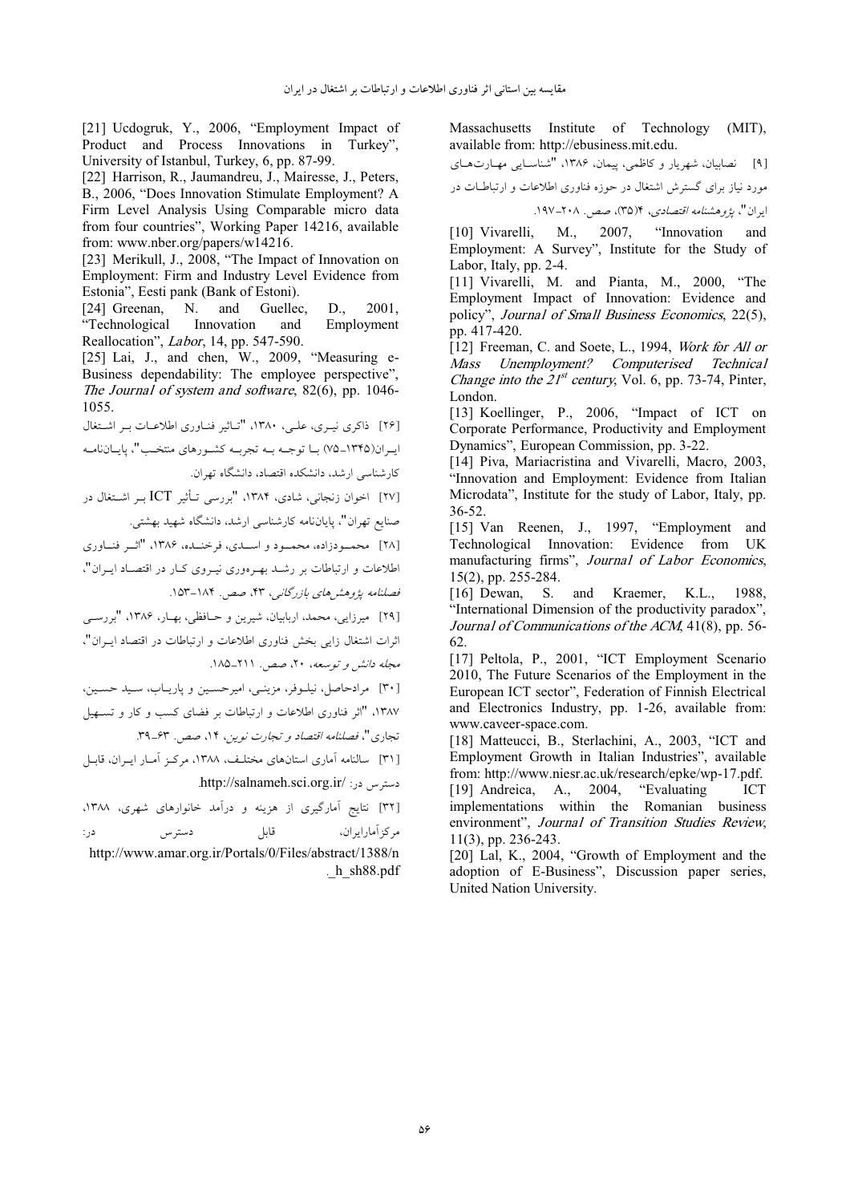[21] Ucdogruk, Y., 2006, "Employment Impact of Product and Process Innovations in Turkey", University of Istanbul, Turkey, 6, pp. 87-99.

[22] Harrison, R., Jaumandreu, J., Mairesse, J., Peters, B., 2006, "Does Innovation Stimulate Employment? A Firm Level Analysis Using Comparable micro data from four countries", Working Paper 14216, available from: www.nber.org/papers/w14216.

[23] Merikull, J., 2008, "The Impact of Innovation on Employment: Firm and Industry Level Evidence from Estonia", Eesti pank (Bank of Estoni).

[24] Greenan, N. and Guellec, D., 2001, "Technological Innovation and Employment Reallocation", *Labor*, 14, pp. 547-590.

[25] Lai, J., and chen, W., 2009, "Measuring e-Business dependability: The employee perspective", *The Journal of system and software*, 82(6), pp. 1046-1055.

[۲۶] ذاکری نیری، علی، ۱۳۸۰، "تـأثیر فنـاوری اطلاعـات بـر اشـتغال ایـران(۱۳۴۵ـ۷۵) بـا توجـه بـه تجربـه کشـورهای منتخـب"، پایـاننامـه کارشناسی ارشد، دانشکده اقتصاد، دانشگاه تهران.

[۲۷] اخوان زنجانی، شادی، ۱۳۸۴، "بررسی تـأثیر ICT بـر اشـتغال در صنایع تهران"، پایاننامه کارشناسی ارشد، دانشگاه شهید بهشتی.

[۲۸] محمـودزاده، محمـود و اسـدی، فرخنـده، ۱۳۸۶، "اثـر فنـاوری اطلاعات و ارتباطات بر رشـد بهـرهوری نیـروی کـار در اقتصـاد ایـران"، *فصلنامه پژوهشهای بازرگانی*، ۴۳، صص. ۱۸۴ـ۱۵۳.

[۲۹] میرزایی، محمد، اربابیان، شیرین و حـافظی، بهـار، ۱۳۸۶، "بررسـی اثرات اشتغال زایی بخش فناوری اطلاعات و ارتباطات در اقتصاد ایـران"، *مجله دانش و توسعه*، ۲۰، صص. ۲۱۱ـ۱۸۵.

[۳۰] مرادحاصل، نیلـوفر، مزینـی، امیرحسـین و پاریـاب، سـید حسـین، ۱۳۸۷، "اثر فناوری اطلاعات و ارتباطات بر فضای کسب و کار و تسـهیل تجاری"، *فصلنامه اقتصاد و تجارت نوین*، ۱۴، صص. ۶۳ـ۳۹.

[۳۱] سالنامه آماری استانهای مختلـف، ۱۳۸۸، مرکـز آمـار ایـران، قابـل دسترس در: /http://salnameh.sci.org.ir.

[۳۲] نتایج آمارگیری از هزینه و درآمد خانوارهای شهری، ۱۳۸۸، مرکزآمارایران، قابل دسترس در: http://www.amar.org.ir/Portals/0/Files/abstract/1388/n_h_sh88.pdf

Massachusetts Institute of Technology (MIT), available from: http://ebusiness.mit.edu.

[۹] نصابیان، شهریار و کاظمی، پیمان، ۱۳۸۶، "شناسـایی مهـارتهـای مورد نیاز برای گسترش اشتغال در حوزه فناوری اطلاعات و ارتباطـات در ایران"، *پژوهشنامه اقتصادی*، ۴(۳۵)، صص. ۲۰۸ـ۱۹۷.

[10] Vivarelli, M., 2007, "Innovation and Employment: A Survey", Institute for the Study of Labor, Italy, pp. 2-4.

[11] Vivarelli, M. and Pianta, M., 2000, "The Employment Impact of Innovation: Evidence and policy", *Journal of Small Business Economics*, 22(5), pp. 417-420.

[12] Freeman, C. and Soete, L., 1994, *Work for All or Mass Unemployment? Computerised Technical Change into the 21st century*, Vol. 6, pp. 73-74, Pinter, London.

[13] Koellinger, P., 2006, "Impact of ICT on Corporate Performance, Productivity and Employment Dynamics", European Commission, pp. 3-22.

[14] Piva, Mariacristina and Vivarelli, Macro, 2003, "Innovation and Employment: Evidence from Italian Microdata", Institute for the study of Labor, Italy, pp. 36-52.

[15] Van Reenen, J., 1997, "Employment and Technological Innovation: Evidence from UK manufacturing firms", *Journal of Labor Economics*, 15(2), pp. 255-284.

[16] Dewan, S. and Kraemer, K.L., 1988, "International Dimension of the productivity paradox", *Journal of Communications of the ACM*, 41(8), pp. 56-62.

[17] Peltola, P., 2001, "ICT Employment Scenario 2010, The Future Scenarios of the Employment in the European ICT sector", Federation of Finnish Electrical and Electronics Industry, pp. 1-26, available from: www.caveer-space.com.

[18] Matteucci, B., Sterlachini, A., 2003, "ICT and Employment Growth in Italian Industries", available from: http://www.niesr.ac.uk/research/epke/wp-17.pdf.

[19] Andreica, A., 2004, "Evaluating ICT implementations within the Romanian business environment", *Journal of Transition Studies Review*, 11(3), pp. 236-243.

[20] Lal, K., 2004, "Growth of Employment and the adoption of E-Business", Discussion paper series, United Nation University.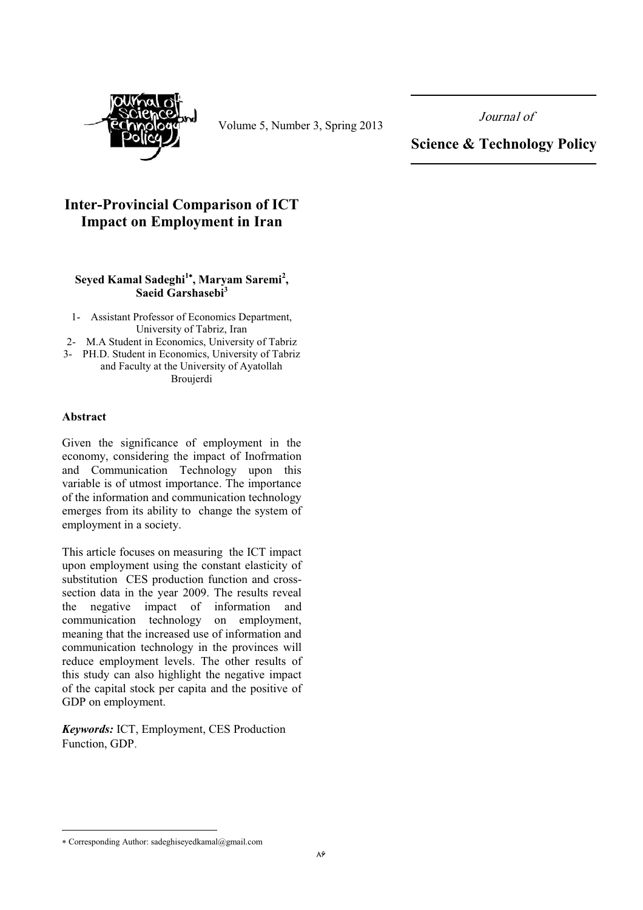# Inter-Provincial Comparison of ICT Impact on Employment in Iran

**Seyed Kamal Sadeghi[1*], Maryam Saremi[2], Saeid Garshasebi[3]**

1- Assistant Professor of Economics Department, University of Tabriz, Iran
2- M.A Student in Economics, University of Tabriz
3- PH.D. Student in Economics, University of Tabriz and Faculty at the University of Ayatollah Broujerdi

## Abstract

Given the significance of employment in the economy, considering the impact of Inofrmation and Communication Technology upon this variable is of utmost importance. The importance of the information and communication technology emerges from its ability to change the system of employment in a society.

This article focuses on measuring the ICT impact upon employment using the constant elasticity of substitution CES production function and cross-section data in the year 2009. The results reveal the negative impact of information and communication technology on employment, meaning that the increased use of information and communication technology in the provinces will reduce employment levels. The other results of this study can also highlight the negative impact of the capital stock per capita and the positive of GDP on employment.

***Keywords:*** ICT, Employment, CES Production Function, GDP.

---

* Corresponding Author: sadeghiseyedkamal@gmail.com